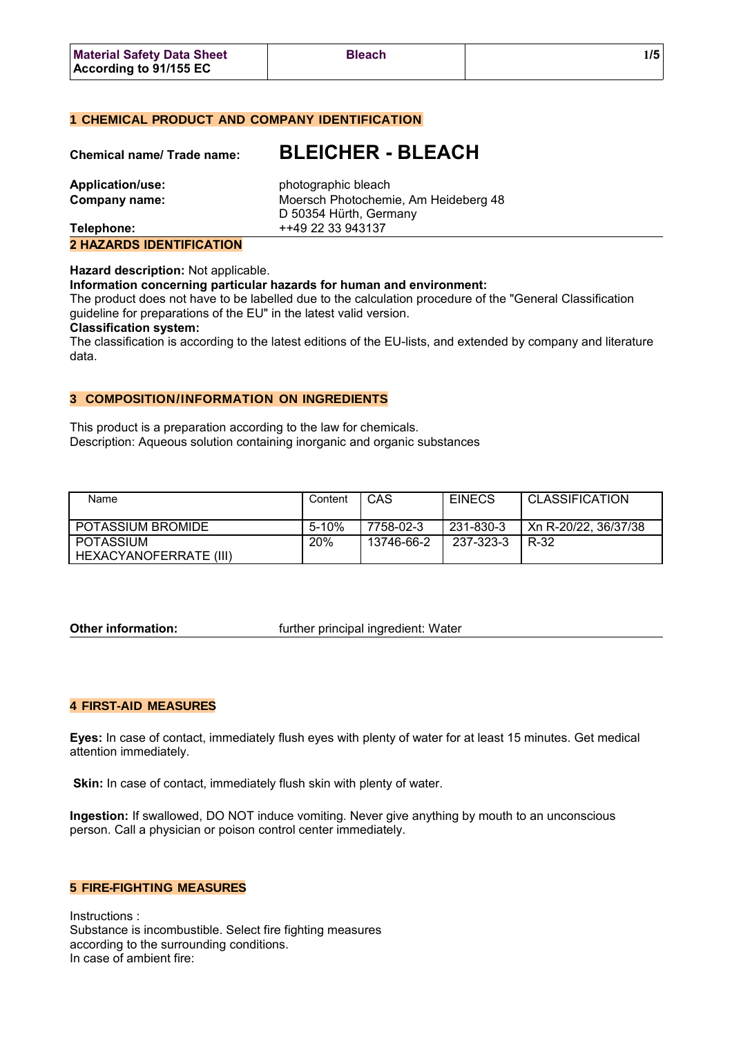## 1 CHEMICAL PRODUCT AND COMPANY IDENTIFICATION

**Chemical name/ Trade name:** **BLEICHER - BLEACH**

**Application/use:** photographic bleach

**Company name:** Moersch Photochemie, Am Heideberg 48
D 50354 Hürth, Germany

**Telephone:** ++49 22 33 943137

## 2 HAZARDS IDENTIFICATION

**Hazard description:** Not applicable.

**Information concerning particular hazards for human and environment:**
The product does not have to be labelled due to the calculation procedure of the "General Classification guideline for preparations of the EU" in the latest valid version.

**Classification system:**
The classification is according to the latest editions of the EU-lists, and extended by company and literature data.

## 3 COMPOSITION/INFORMATION ON INGREDIENTS

This product is a preparation according to the law for chemicals.
Description: Aqueous solution containing inorganic and organic substances

| Name | Content | CAS | EINECS | CLASSIFICATION |
|---|---|---|---|---|
| POTASSIUM BROMIDE | 5-10% | 7758-02-3 | 231-830-3 | Xn R-20/22, 36/37/38 |
| POTASSIUM HEXACYANOFERRATE (III) | 20% | 13746-66-2 | 237-323-3 | R-32 |

**Other information:** further principal ingredient: Water

## 4 FIRST-AID MEASURES

**Eyes:** In case of contact, immediately flush eyes with plenty of water for at least 15 minutes. Get medical attention immediately.

**Skin:** In case of contact, immediately flush skin with plenty of water.

**Ingestion:** If swallowed, DO NOT induce vomiting. Never give anything by mouth to an unconscious person. Call a physician or poison control center immediately.

## 5 FIRE-FIGHTING MEASURES

Instructions :
Substance is incombustible. Select fire fighting measures according to the surrounding conditions.
In case of ambient fire: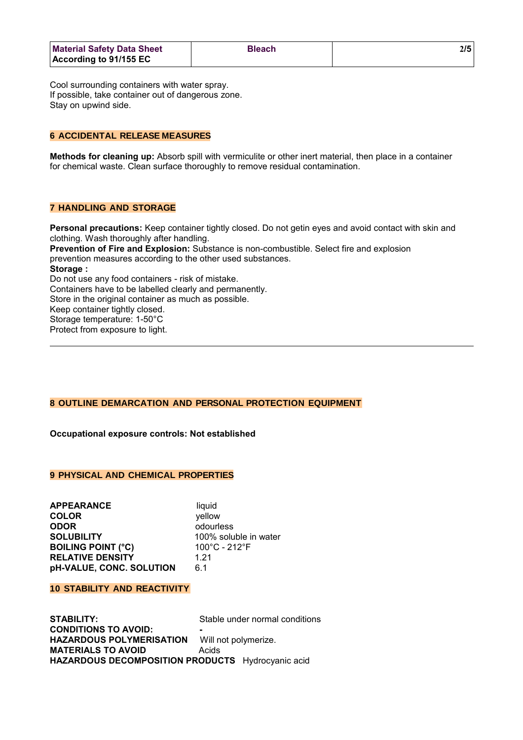Cool surrounding containers with water spray.
If possible, take container out of dangerous zone.
Stay on upwind side.

## 6 ACCIDENTAL RELEASE MEASURES

**Methods for cleaning up:** Absorb spill with vermiculite or other inert material, then place in a container for chemical waste. Clean surface thoroughly to remove residual contamination.

## 7 HANDLING AND STORAGE

**Personal precautions:** Keep container tightly closed. Do not getin eyes and avoid contact with skin and clothing. Wash thoroughly after handling.
**Prevention of Fire and Explosion:** Substance is non-combustible. Select fire and explosion prevention measures according to the other used substances.
**Storage :**
Do not use any food containers - risk of mistake.
Containers have to be labelled clearly and permanently.
Store in the original container as much as possible.
Keep container tightly closed.
Storage temperature: 1-50°C
Protect from exposure to light.

---

## 8 OUTLINE DEMARCATION AND PERSONAL PROTECTION EQUIPMENT

**Occupational exposure controls: Not established**

## 9 PHYSICAL AND CHEMICAL PROPERTIES

| | |
|---|---|
| **APPEARANCE** | liquid |
| **COLOR** | yellow |
| **ODOR** | odourless |
| **SOLUBILITY** | 100% soluble in water |
| **BOILING POINT (°C)** | 100°C - 212°F |
| **RELATIVE DENSITY** | 1.21 |
| **pH-VALUE, CONC. SOLUTION** | 6.1 |

## 10 STABILITY AND REACTIVITY

| | |
|---|---|
| **STABILITY:** | Stable under normal conditions |
| **CONDITIONS TO AVOID:** | - |
| **HAZARDOUS POLYMERISATION** | Will not polymerize. |
| **MATERIALS TO AVOID** | Acids |
| **HAZARDOUS DECOMPOSITION PRODUCTS** | Hydrocyanic acid |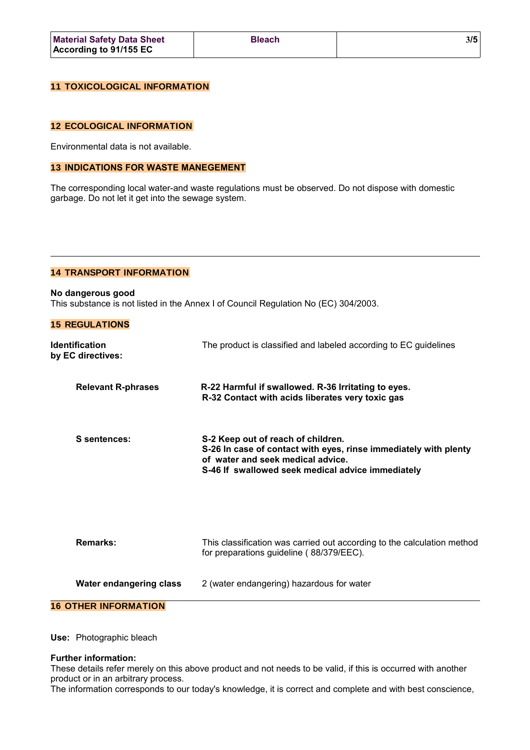## 11 TOXICOLOGICAL INFORMATION

## 12 ECOLOGICAL INFORMATION

Environmental data is not available.

## 13 INDICATIONS FOR WASTE MANEGEMENT

The corresponding local water-and waste regulations must be observed. Do not dispose with domestic garbage. Do not let it get into the sewage system.

---

## 14 TRANSPORT INFORMATION

**No dangerous good**
This substance is not listed in the Annex I of Council Regulation No (EC) 304/2003.

## 15 REGULATIONS

**Identification by EC directives:** The product is classified and labeled according to EC guidelines

**Relevant R-phrases**

**R-22 Harmful if swallowed. R-36 Irritating to eyes.**
**R-32 Contact with acids liberates very toxic gas**

**S sentences:**

**S-2 Keep out of reach of children.**
**S-26 In case of contact with eyes, rinse immediately with plenty of water and seek medical advice.**
**S-46 If swallowed seek medical advice immediately**

**Remarks:** This classification was carried out according to the calculation method for preparations guideline ( 88/379/EEC).

**Water endangering class** 2 (water endangering) hazardous for water

---

## 16 OTHER INFORMATION

**Use:** Photographic bleach

**Further information:**
These details refer merely on this above product and not needs to be valid, if this is occurred with another product or in an arbitrary process.
The information corresponds to our today's knowledge, it is correct and complete and with best conscience,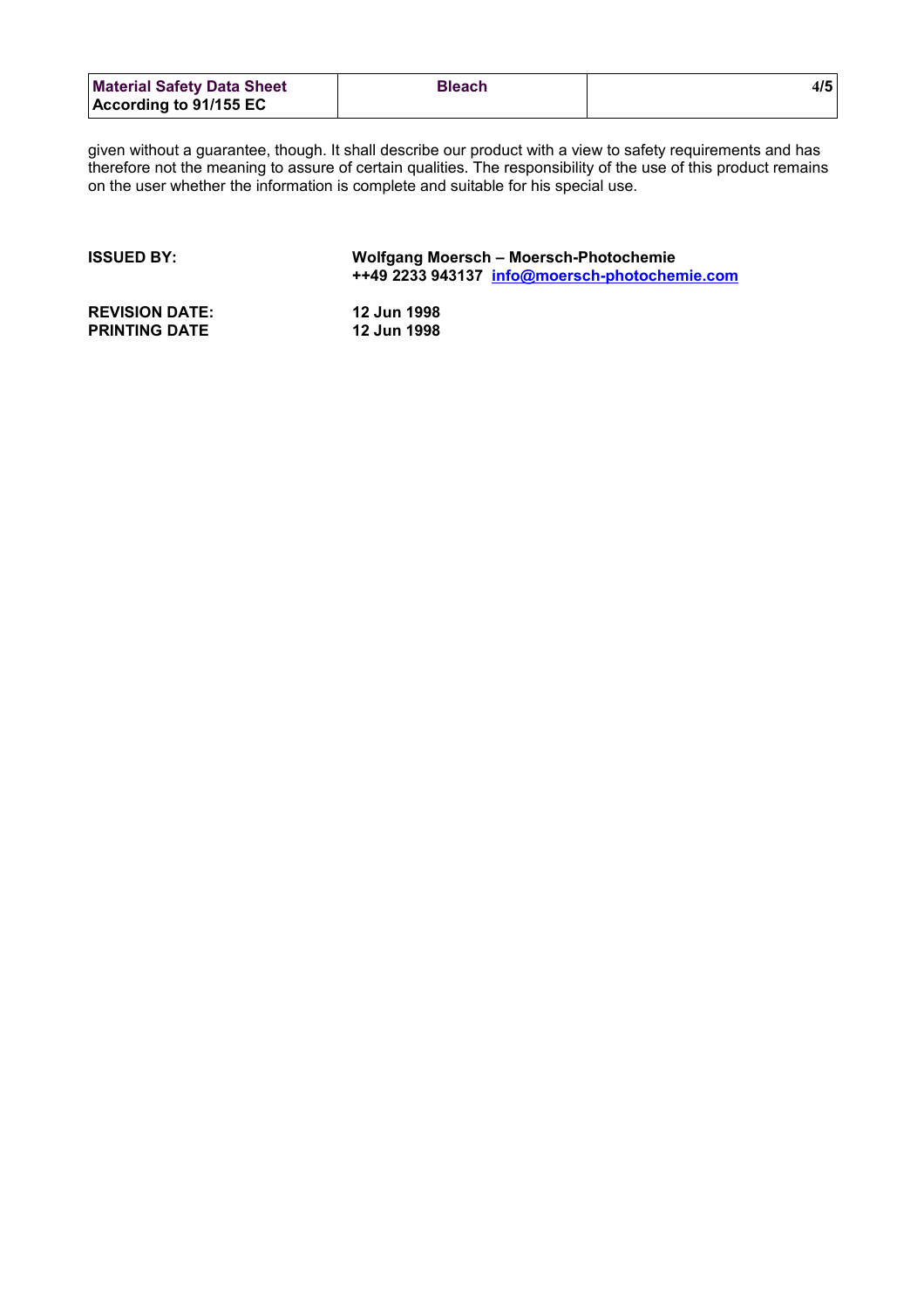given without a guarantee, though. It shall describe our product with a view to safety requirements and has therefore not the meaning to assure of certain qualities. The responsibility of the use of this product remains on the user whether the information is complete and suitable for his special use.

| | |
|---|---|
| **ISSUED BY:** | **Wolfgang Moersch – Moersch-Photochemie**<br>**++49 2233 943137 info@moersch-photochemie.com** |
| **REVISION DATE:** | **12 Jun 1998** |
| **PRINTING DATE** | **12 Jun 1998** |